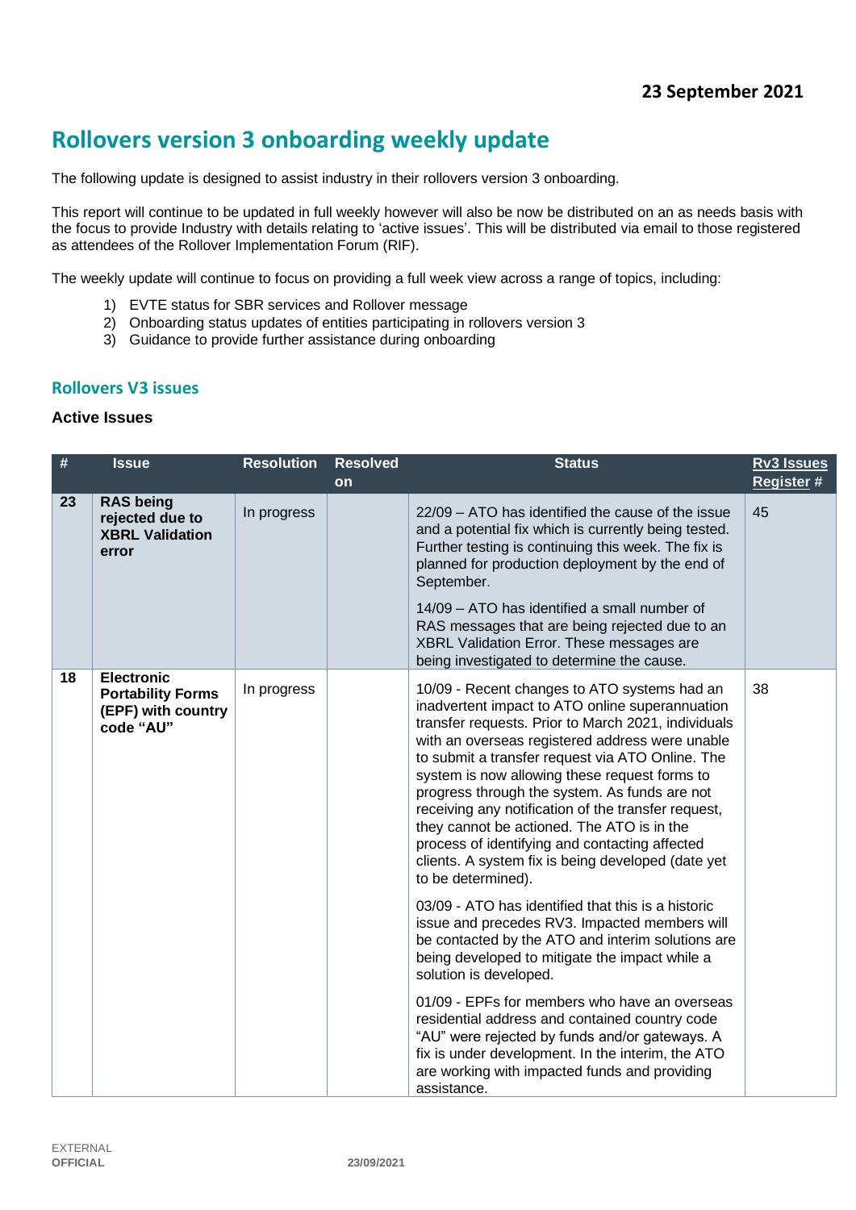**23 September 2021**

# Rollovers version 3 onboarding weekly update

The following update is designed to assist industry in their rollovers version 3 onboarding.

This report will continue to be updated in full weekly however will also be now be distributed on an as needs basis with the focus to provide Industry with details relating to 'active issues'. This will be distributed via email to those registered as attendees of the Rollover Implementation Forum (RIF).

The weekly update will continue to focus on providing a full week view across a range of topics, including:

1) EVTE status for SBR services and Rollover message
2) Onboarding status updates of entities participating in rollovers version 3
3) Guidance to provide further assistance during onboarding

## Rollovers V3 issues

### Active Issues

| # | Issue | Resolution | Resolved on | Status | Rv3 Issues Register # |
|---|---|---|---|---|---|
| 23 | **RAS being rejected due to XBRL Validation error** | In progress | | 22/09 – ATO has identified the cause of the issue and a potential fix which is currently being tested. Further testing is continuing this week. The fix is planned for production deployment by the end of September.<br><br>14/09 – ATO has identified a small number of RAS messages that are being rejected due to an XBRL Validation Error. These messages are being investigated to determine the cause. | 45 |
| 18 | **Electronic Portability Forms (EPF) with country code "AU"** | In progress | | 10/09 - Recent changes to ATO systems had an inadvertent impact to ATO online superannuation transfer requests. Prior to March 2021, individuals with an overseas registered address were unable to submit a transfer request via ATO Online. The system is now allowing these request forms to progress through the system. As funds are not receiving any notification of the transfer request, they cannot be actioned. The ATO is in the process of identifying and contacting affected clients. A system fix is being developed (date yet to be determined).<br><br>03/09 - ATO has identified that this is a historic issue and precedes RV3. Impacted members will be contacted by the ATO and interim solutions are being developed to mitigate the impact while a solution is developed.<br><br>01/09 - EPFs for members who have an overseas residential address and contained country code "AU" were rejected by funds and/or gateways. A fix is under development. In the interim, the ATO are working with impacted funds and providing assistance. | 38 |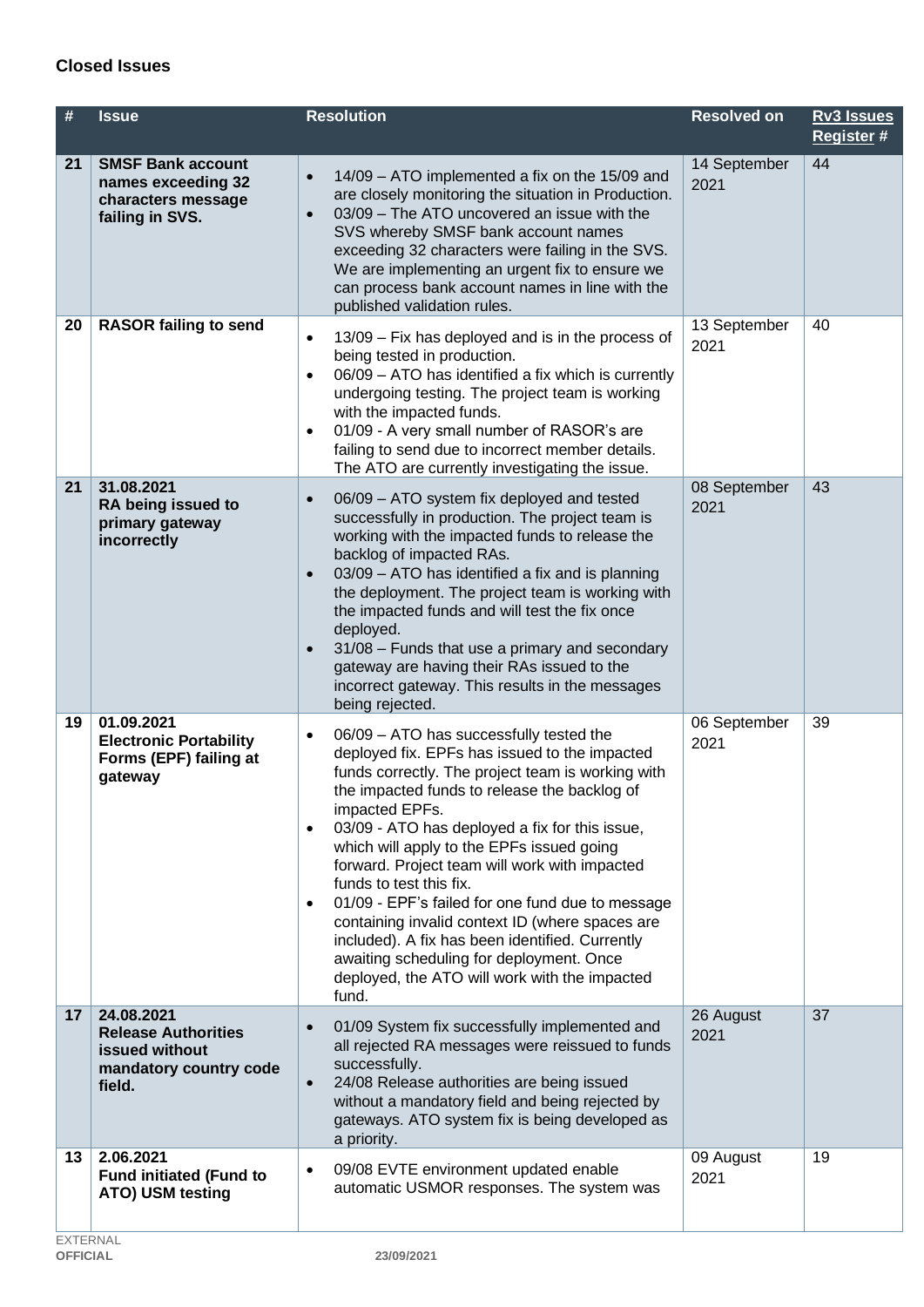## Closed Issues

| # | Issue | Resolution | Resolved on | Rv3 Issues Register # |
|---|---|---|---|---|
| 21 | **SMSF Bank account names exceeding 32 characters message failing in SVS.** | • 14/09 – ATO implemented a fix on the 15/09 and are closely monitoring the situation in Production.<br>• 03/09 – The ATO uncovered an issue with the SVS whereby SMSF bank account names exceeding 32 characters were failing in the SVS. We are implementing an urgent fix to ensure we can process bank account names in line with the published validation rules. | 14 September 2021 | 44 |
| 20 | **RASOR failing to send** | • 13/09 – Fix has deployed and is in the process of being tested in production.<br>• 06/09 – ATO has identified a fix which is currently undergoing testing. The project team is working with the impacted funds.<br>• 01/09 - A very small number of RASOR's are failing to send due to incorrect member details. The ATO are currently investigating the issue. | 13 September 2021 | 40 |
| 21 | **31.08.2021**<br>**RA being issued to primary gateway incorrectly** | • 06/09 – ATO system fix deployed and tested successfully in production. The project team is working with the impacted funds to release the backlog of impacted RAs.<br>• 03/09 – ATO has identified a fix and is planning the deployment. The project team is working with the impacted funds and will test the fix once deployed.<br>• 31/08 – Funds that use a primary and secondary gateway are having their RAs issued to the incorrect gateway. This results in the messages being rejected. | 08 September 2021 | 43 |
| 19 | **01.09.2021**<br>**Electronic Portability Forms (EPF) failing at gateway** | • 06/09 – ATO has successfully tested the deployed fix. EPFs has issued to the impacted funds correctly. The project team is working with the impacted funds to release the backlog of impacted EPFs.<br>• 03/09 - ATO has deployed a fix for this issue, which will apply to the EPFs issued going forward. Project team will work with impacted funds to test this fix.<br>• 01/09 - EPF's failed for one fund due to message containing invalid context ID (where spaces are included). A fix has been identified. Currently awaiting scheduling for deployment. Once deployed, the ATO will work with the impacted fund. | 06 September 2021 | 39 |
| 17 | **24.08.2021**<br>**Release Authorities issued without mandatory country code field.** | • 01/09 System fix successfully implemented and all rejected RA messages were reissued to funds successfully.<br>• 24/08 Release authorities are being issued without a mandatory field and being rejected by gateways. ATO system fix is being developed as a priority. | 26 August 2021 | 37 |
| 13 | **2.06.2021**<br>**Fund initiated (Fund to ATO) USM testing** | • 09/08 EVTE environment updated enable automatic USMOR responses. The system was | 09 August 2021 | 19 |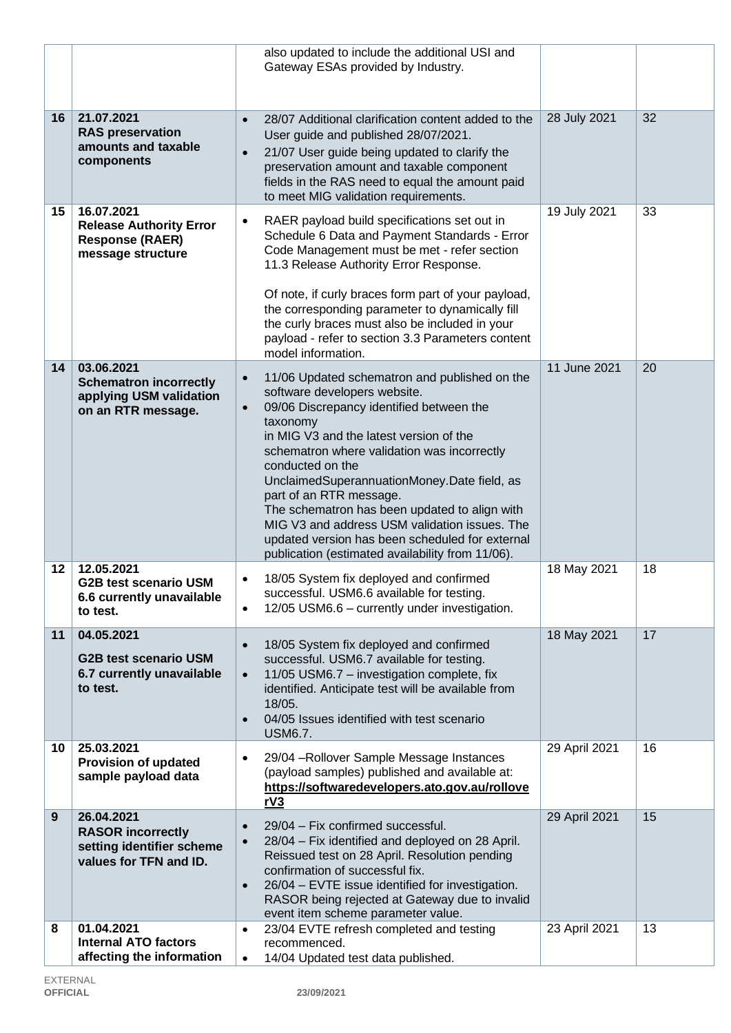| | | | | |
|---|---|---|---|---|
| | | also updated to include the additional USI and Gateway ESAs provided by Industry. | | |
| 16 | **21.07.2021**<br>**RAS preservation amounts and taxable components** | • 28/07 Additional clarification content added to the User guide and published 28/07/2021.<br>• 21/07 User guide being updated to clarify the preservation amount and taxable component fields in the RAS need to equal the amount paid to meet MIG validation requirements. | 28 July 2021 | 32 |
| 15 | **16.07.2021**<br>**Release Authority Error Response (RAER) message structure** | • RAER payload build specifications set out in Schedule 6 Data and Payment Standards - Error Code Management must be met - refer section 11.3 Release Authority Error Response.<br><br>Of note, if curly braces form part of your payload, the corresponding parameter to dynamically fill the curly braces must also be included in your payload - refer to section 3.3 Parameters content model information. | 19 July 2021 | 33 |
| 14 | **03.06.2021**<br>**Schematron incorrectly applying USM validation on an RTR message.** | • 11/06 Updated schematron and published on the software developers website.<br>• 09/06 Discrepancy identified between the taxonomy in MIG V3 and the latest version of the schematron where validation was incorrectly conducted on the UnclaimedSuperannuationMoney.Date field, as part of an RTR message.<br>The schematron has been updated to align with MIG V3 and address USM validation issues. The updated version has been scheduled for external publication (estimated availability from 11/06). | 11 June 2021 | 20 |
| 12 | **12.05.2021**<br>**G2B test scenario USM 6.6 currently unavailable to test.** | • 18/05 System fix deployed and confirmed successful. USM6.6 available for testing.<br>• 12/05 USM6.6 – currently under investigation. | 18 May 2021 | 18 |
| 11 | **04.05.2021**<br>**G2B test scenario USM 6.7 currently unavailable to test.** | • 18/05 System fix deployed and confirmed successful. USM6.7 available for testing.<br>• 11/05 USM6.7 – investigation complete, fix identified. Anticipate test will be available from 18/05.<br>• 04/05 Issues identified with test scenario USM6.7. | 18 May 2021 | 17 |
| 10 | **25.03.2021**<br>**Provision of updated sample payload data** | • 29/04 –Rollover Sample Message Instances (payload samples) published and available at: **https://softwaredevelopers.ato.gov.au/rolloverV3** | 29 April 2021 | 16 |
| 9 | **26.04.2021**<br>**RASOR incorrectly setting identifier scheme values for TFN and ID.** | • 29/04 – Fix confirmed successful.<br>• 28/04 – Fix identified and deployed on 28 April. Reissued test on 28 April. Resolution pending confirmation of successful fix.<br>• 26/04 – EVTE issue identified for investigation. RASOR being rejected at Gateway due to invalid event item scheme parameter value. | 29 April 2021 | 15 |
| 8 | **01.04.2021**<br>**Internal ATO factors affecting the information** | • 23/04 EVTE refresh completed and testing recommenced.<br>• 14/04 Updated test data published. | 23 April 2021 | 13 |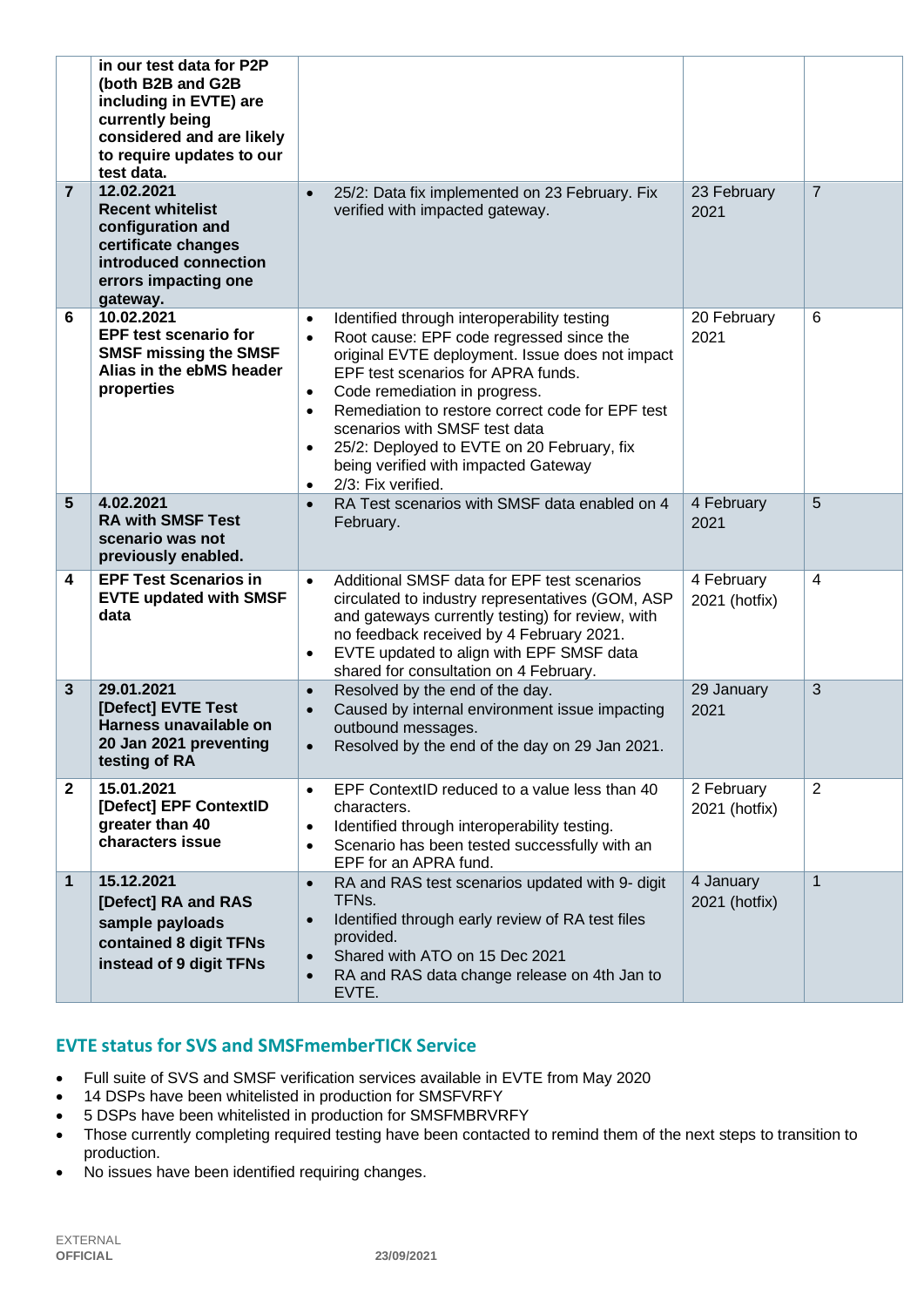| | | | | |
|---|---|---|---|---|
| | **in our test data for P2P (both B2B and G2B including in EVTE) are currently being considered and are likely to require updates to our test data.** | | | |
| **7** | **12.02.2021** **Recent whitelist configuration and certificate changes introduced connection errors impacting one gateway.** | • 25/2: Data fix implemented on 23 February. Fix verified with impacted gateway. | 23 February 2021 | 7 |
| **6** | **10.02.2021** **EPF test scenario for SMSF missing the SMSF Alias in the ebMS header properties** | • Identified through interoperability testing<br>• Root cause: EPF code regressed since the original EVTE deployment. Issue does not impact EPF test scenarios for APRA funds.<br>• Code remediation in progress.<br>• Remediation to restore correct code for EPF test scenarios with SMSF test data<br>• 25/2: Deployed to EVTE on 20 February, fix being verified with impacted Gateway<br>• 2/3: Fix verified. | 20 February 2021 | 6 |
| **5** | **4.02.2021** **RA with SMSF Test scenario was not previously enabled.** | • RA Test scenarios with SMSF data enabled on 4 February. | 4 February 2021 | 5 |
| **4** | **EPF Test Scenarios in EVTE updated with SMSF data** | • Additional SMSF data for EPF test scenarios circulated to industry representatives (GOM, ASP and gateways currently testing) for review, with no feedback received by 4 February 2021.<br>• EVTE updated to align with EPF SMSF data shared for consultation on 4 February. | 4 February 2021 (hotfix) | 4 |
| **3** | **29.01.2021** **[Defect] EVTE Test Harness unavailable on 20 Jan 2021 preventing testing of RA** | • Resolved by the end of the day.<br>• Caused by internal environment issue impacting outbound messages.<br>• Resolved by the end of the day on 29 Jan 2021. | 29 January 2021 | 3 |
| **2** | **15.01.2021** **[Defect] EPF ContextID greater than 40 characters issue** | • EPF ContextID reduced to a value less than 40 characters.<br>• Identified through interoperability testing.<br>• Scenario has been tested successfully with an EPF for an APRA fund. | 2 February 2021 (hotfix) | 2 |
| **1** | **15.12.2021** **[Defect] RA and RAS sample payloads contained 8 digit TFNs instead of 9 digit TFNs** | • RA and RAS test scenarios updated with 9- digit TFNs.<br>• Identified through early review of RA test files provided.<br>• Shared with ATO on 15 Dec 2021<br>• RA and RAS data change release on 4th Jan to EVTE. | 4 January 2021 (hotfix) | 1 |

## EVTE status for SVS and SMSFmemberTICK Service

- Full suite of SVS and SMSF verification services available in EVTE from May 2020
- 14 DSPs have been whitelisted in production for SMSFVRFY
- 5 DSPs have been whitelisted in production for SMSFMBRVRFY
- Those currently completing required testing have been contacted to remind them of the next steps to transition to production.
- No issues have been identified requiring changes.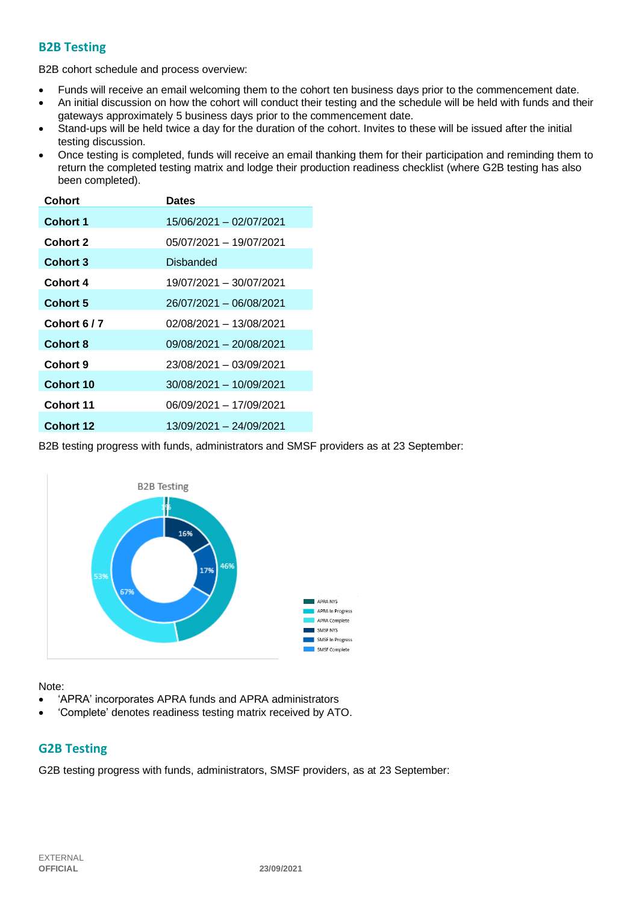## B2B Testing

B2B cohort schedule and process overview:

- Funds will receive an email welcoming them to the cohort ten business days prior to the commencement date.
- An initial discussion on how the cohort will conduct their testing and the schedule will be held with funds and their gateways approximately 5 business days prior to the commencement date.
- Stand-ups will be held twice a day for the duration of the cohort. Invites to these will be issued after the initial testing discussion.
- Once testing is completed, funds will receive an email thanking them for their participation and reminding them to return the completed testing matrix and lodge their production readiness checklist (where G2B testing has also been completed).

| Cohort | Dates |
|---|---|
| **Cohort 1** | 15/06/2021 – 02/07/2021 |
| **Cohort 2** | 05/07/2021 – 19/07/2021 |
| **Cohort 3** | Disbanded |
| **Cohort 4** | 19/07/2021 – 30/07/2021 |
| **Cohort 5** | 26/07/2021 – 06/08/2021 |
| **Cohort 6 / 7** | 02/08/2021 – 13/08/2021 |
| **Cohort 8** | 09/08/2021 – 20/08/2021 |
| **Cohort 9** | 23/08/2021 – 03/09/2021 |
| **Cohort 10** | 30/08/2021 – 10/09/2021 |
| **Cohort 11** | 06/09/2021 – 17/09/2021 |
| **Cohort 12** | 13/09/2021 – 24/09/2021 |

B2B testing progress with funds, administrators and SMSF providers as at 23 September:

B2B Testing

- APRA NYS: 1%
- APRA In Progress: 46%
- APRA Complete: 53%
- SMSF NYS: 16%
- SMSF In Progress: 17%
- SMSF Complete: 67%

Note:

- 'APRA' incorporates APRA funds and APRA administrators
- 'Complete' denotes readiness testing matrix received by ATO.

## G2B Testing

G2B testing progress with funds, administrators, SMSF providers, as at 23 September: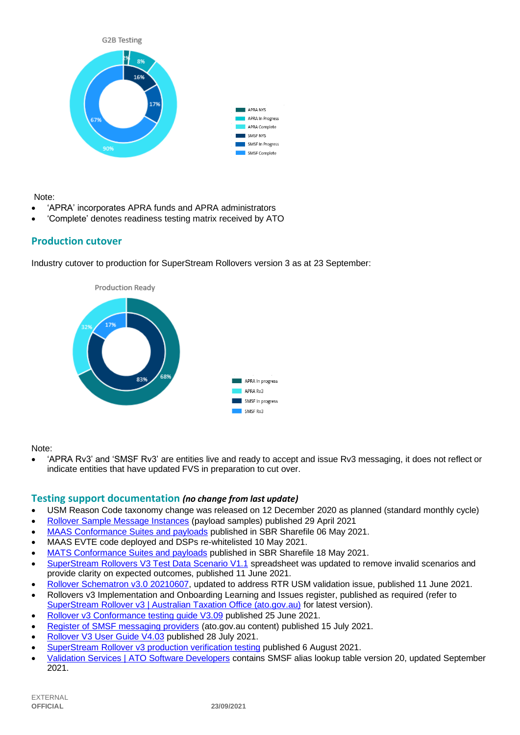G2B Testing

Note:

- 'APRA' incorporates APRA funds and APRA administrators
- 'Complete' denotes readiness testing matrix received by ATO

## Production cutover

Industry cutover to production for SuperStream Rollovers version 3 as at 23 September:

Production Ready

Note:

- 'APRA Rv3' and 'SMSF Rv3' are entities live and ready to accept and issue Rv3 messaging, it does not reflect or indicate entities that have updated FVS in preparation to cut over.

## Testing support documentation *(no change from last update)*

- USM Reason Code taxonomy change was released on 12 December 2020 as planned (standard monthly cycle)
- Rollover Sample Message Instances (payload samples) published 29 April 2021
- MAAS Conformance Suites and payloads published in SBR Sharefile 06 May 2021.
- MAAS EVTE code deployed and DSPs re-whitelisted 10 May 2021.
- MATS Conformance Suites and payloads published in SBR Sharefile 18 May 2021.
- SuperStream Rollovers V3 Test Data Scenario V1.1 spreadsheet was updated to remove invalid scenarios and provide clarity on expected outcomes, published 11 June 2021.
- Rollover Schematron v3.0 20210607, updated to address RTR USM validation issue, published 11 June 2021.
- Rollovers v3 Implementation and Onboarding Learning and Issues register, published as required (refer to SuperStream Rollover v3 | Australian Taxation Office (ato.gov.au) for latest version).
- Rollover v3 Conformance testing guide V3.09 published 25 June 2021.
- Register of SMSF messaging providers (ato.gov.au content) published 15 July 2021.
- Rollover V3 User Guide V4.03 published 28 July 2021.
- SuperStream Rollover v3 production verification testing published 6 August 2021.
- Validation Services | ATO Software Developers contains SMSF alias lookup table version 20, updated September 2021.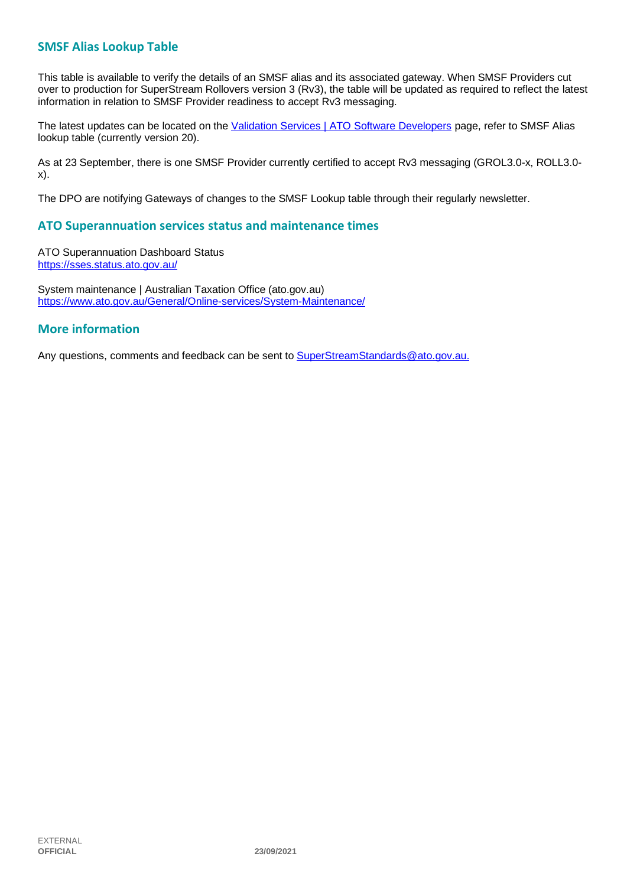## SMSF Alias Lookup Table

This table is available to verify the details of an SMSF alias and its associated gateway. When SMSF Providers cut over to production for SuperStream Rollovers version 3 (Rv3), the table will be updated as required to reflect the latest information in relation to SMSF Provider readiness to accept Rv3 messaging.

The latest updates can be located on the [Validation Services | ATO Software Developers](#) page, refer to SMSF Alias lookup table (currently version 20).

As at 23 September, there is one SMSF Provider currently certified to accept Rv3 messaging (GROL3.0-x, ROLL3.0-x).

The DPO are notifying Gateways of changes to the SMSF Lookup table through their regularly newsletter.

## ATO Superannuation services status and maintenance times

ATO Superannuation Dashboard Status
https://sses.status.ato.gov.au/

System maintenance | Australian Taxation Office (ato.gov.au)
https://www.ato.gov.au/General/Online-services/System-Maintenance/

## More information

Any questions, comments and feedback can be sent to SuperStreamStandards@ato.gov.au.